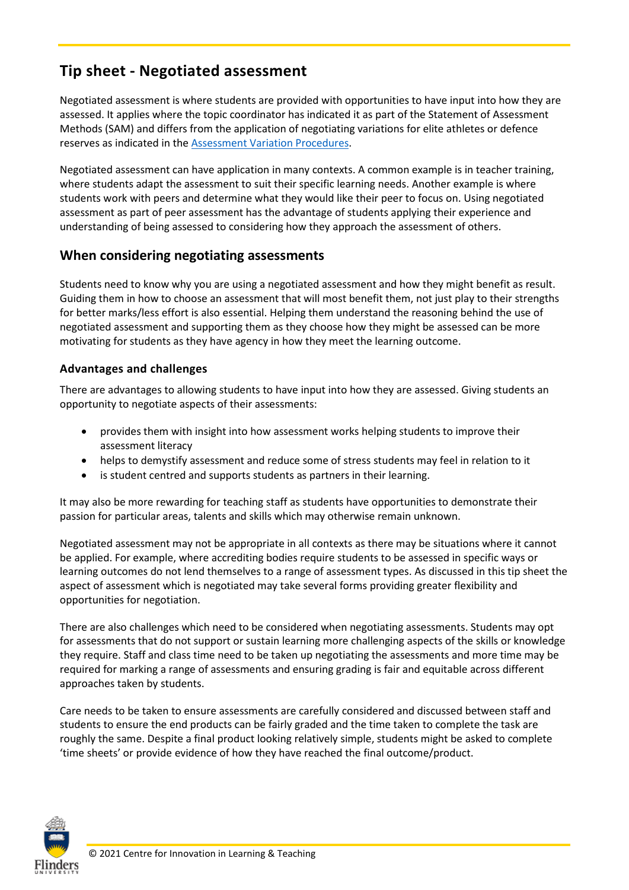# Tip sheet - Negotiated assessment

Negotiated assessment is where students are provided with opportunities to have input into how they are assessed. It applies where the topic coordinator has indicated it as part of the Statement of Assessment Methods (SAM) and differs from the application of negotiating variations for elite athletes or defence reserves as indicated in the [Assessment Variation Procedures](Assessment Variation Procedures).

Negotiated assessment can have application in many contexts. A common example is in teacher training, where students adapt the assessment to suit their specific learning needs. Another example is where students work with peers and determine what they would like their peer to focus on. Using negotiated assessment as part of peer assessment has the advantage of students applying their experience and understanding of being assessed to considering how they approach the assessment of others.

## When considering negotiating assessments

Students need to know why you are using a negotiated assessment and how they might benefit as result. Guiding them in how to choose an assessment that will most benefit them, not just play to their strengths for better marks/less effort is also essential. Helping them understand the reasoning behind the use of negotiated assessment and supporting them as they choose how they might be assessed can be more motivating for students as they have agency in how they meet the learning outcome.

### Advantages and challenges

There are advantages to allowing students to have input into how they are assessed. Giving students an opportunity to negotiate aspects of their assessments:

- provides them with insight into how assessment works helping students to improve their assessment literacy
- helps to demystify assessment and reduce some of stress students may feel in relation to it
- is student centred and supports students as partners in their learning.

It may also be more rewarding for teaching staff as students have opportunities to demonstrate their passion for particular areas, talents and skills which may otherwise remain unknown.

Negotiated assessment may not be appropriate in all contexts as there may be situations where it cannot be applied. For example, where accrediting bodies require students to be assessed in specific ways or learning outcomes do not lend themselves to a range of assessment types. As discussed in this tip sheet the aspect of assessment which is negotiated may take several forms providing greater flexibility and opportunities for negotiation.

There are also challenges which need to be considered when negotiating assessments. Students may opt for assessments that do not support or sustain learning more challenging aspects of the skills or knowledge they require. Staff and class time need to be taken up negotiating the assessments and more time may be required for marking a range of assessments and ensuring grading is fair and equitable across different approaches taken by students.

Care needs to be taken to ensure assessments are carefully considered and discussed between staff and students to ensure the end products can be fairly graded and the time taken to complete the task are roughly the same. Despite a final product looking relatively simple, students might be asked to complete 'time sheets' or provide evidence of how they have reached the final outcome/product.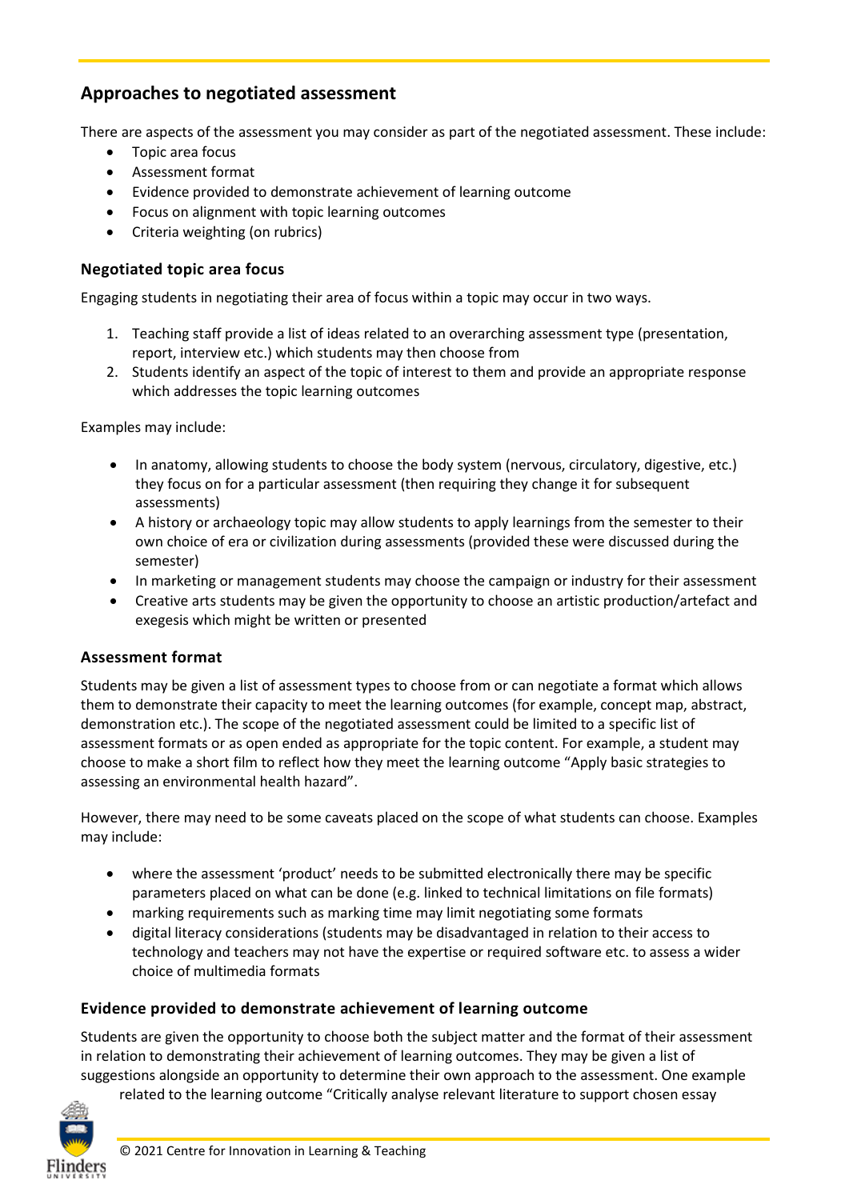## Approaches to negotiated assessment

There are aspects of the assessment you may consider as part of the negotiated assessment. These include:

- Topic area focus
- Assessment format
- Evidence provided to demonstrate achievement of learning outcome
- Focus on alignment with topic learning outcomes
- Criteria weighting (on rubrics)

### Negotiated topic area focus

Engaging students in negotiating their area of focus within a topic may occur in two ways.

1. Teaching staff provide a list of ideas related to an overarching assessment type (presentation, report, interview etc.) which students may then choose from
2. Students identify an aspect of the topic of interest to them and provide an appropriate response which addresses the topic learning outcomes

Examples may include:

- In anatomy, allowing students to choose the body system (nervous, circulatory, digestive, etc.) they focus on for a particular assessment (then requiring they change it for subsequent assessments)
- A history or archaeology topic may allow students to apply learnings from the semester to their own choice of era or civilization during assessments (provided these were discussed during the semester)
- In marketing or management students may choose the campaign or industry for their assessment
- Creative arts students may be given the opportunity to choose an artistic production/artefact and exegesis which might be written or presented

### Assessment format

Students may be given a list of assessment types to choose from or can negotiate a format which allows them to demonstrate their capacity to meet the learning outcomes (for example, concept map, abstract, demonstration etc.). The scope of the negotiated assessment could be limited to a specific list of assessment formats or as open ended as appropriate for the topic content. For example, a student may choose to make a short film to reflect how they meet the learning outcome "Apply basic strategies to assessing an environmental health hazard".

However, there may need to be some caveats placed on the scope of what students can choose. Examples may include:

- where the assessment 'product' needs to be submitted electronically there may be specific parameters placed on what can be done (e.g. linked to technical limitations on file formats)
- marking requirements such as marking time may limit negotiating some formats
- digital literacy considerations (students may be disadvantaged in relation to their access to technology and teachers may not have the expertise or required software etc. to assess a wider choice of multimedia formats

### Evidence provided to demonstrate achievement of learning outcome

Students are given the opportunity to choose both the subject matter and the format of their assessment in relation to demonstrating their achievement of learning outcomes. They may be given a list of suggestions alongside an opportunity to determine their own approach to the assessment. One example related to the learning outcome "Critically analyse relevant literature to support chosen essay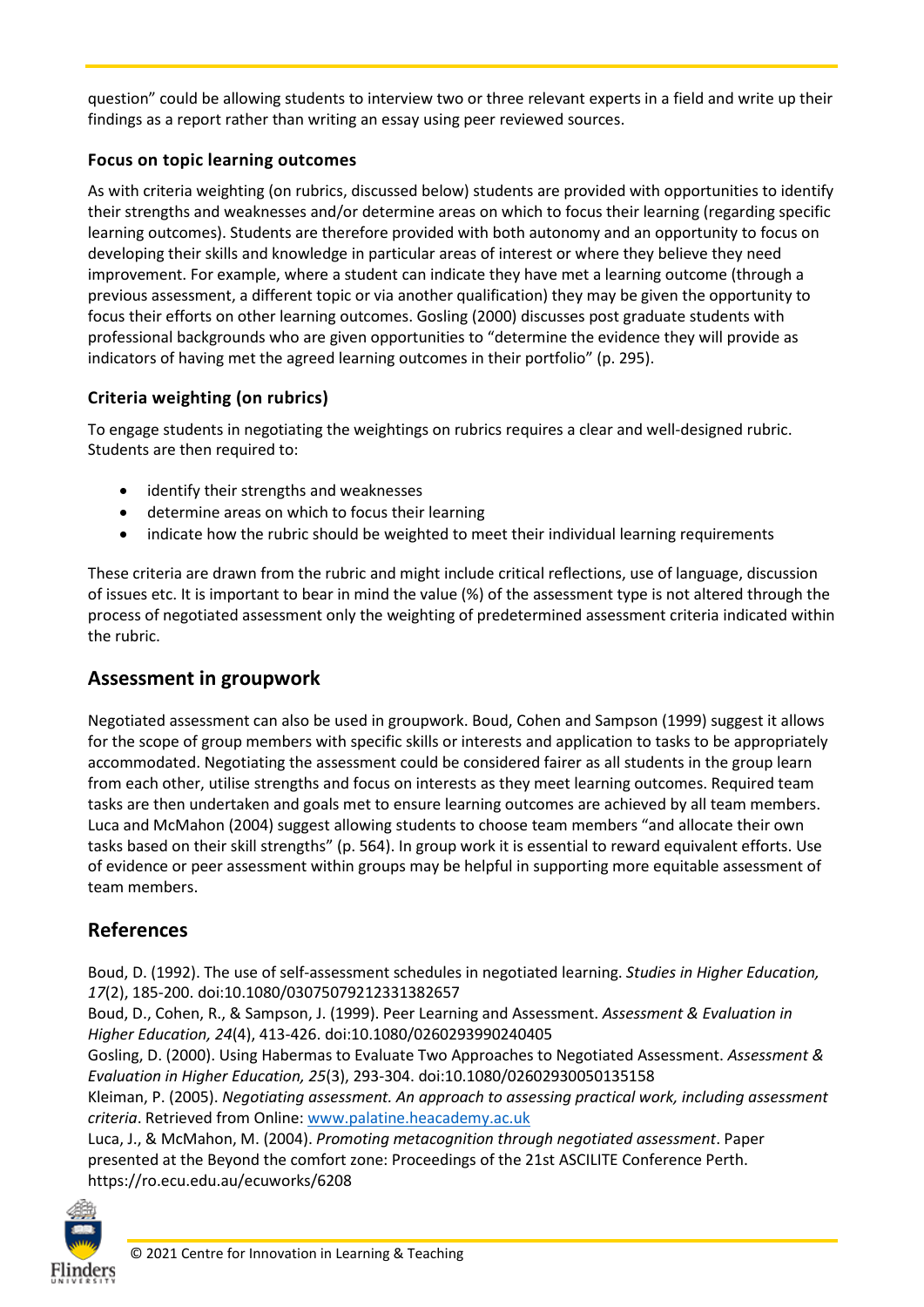question" could be allowing students to interview two or three relevant experts in a field and write up their findings as a report rather than writing an essay using peer reviewed sources.

### Focus on topic learning outcomes

As with criteria weighting (on rubrics, discussed below) students are provided with opportunities to identify their strengths and weaknesses and/or determine areas on which to focus their learning (regarding specific learning outcomes). Students are therefore provided with both autonomy and an opportunity to focus on developing their skills and knowledge in particular areas of interest or where they believe they need improvement. For example, where a student can indicate they have met a learning outcome (through a previous assessment, a different topic or via another qualification) they may be given the opportunity to focus their efforts on other learning outcomes. Gosling (2000) discusses post graduate students with professional backgrounds who are given opportunities to "determine the evidence they will provide as indicators of having met the agreed learning outcomes in their portfolio" (p. 295).

### Criteria weighting (on rubrics)

To engage students in negotiating the weightings on rubrics requires a clear and well-designed rubric. Students are then required to:

- identify their strengths and weaknesses
- determine areas on which to focus their learning
- indicate how the rubric should be weighted to meet their individual learning requirements

These criteria are drawn from the rubric and might include critical reflections, use of language, discussion of issues etc. It is important to bear in mind the value (%) of the assessment type is not altered through the process of negotiated assessment only the weighting of predetermined assessment criteria indicated within the rubric.

## Assessment in groupwork

Negotiated assessment can also be used in groupwork. Boud, Cohen and Sampson (1999) suggest it allows for the scope of group members with specific skills or interests and application to tasks to be appropriately accommodated. Negotiating the assessment could be considered fairer as all students in the group learn from each other, utilise strengths and focus on interests as they meet learning outcomes. Required team tasks are then undertaken and goals met to ensure learning outcomes are achieved by all team members. Luca and McMahon (2004) suggest allowing students to choose team members "and allocate their own tasks based on their skill strengths" (p. 564). In group work it is essential to reward equivalent efforts. Use of evidence or peer assessment within groups may be helpful in supporting more equitable assessment of team members.

## References

Boud, D. (1992). The use of self-assessment schedules in negotiated learning. *Studies in Higher Education, 17*(2), 185-200. doi:10.1080/03075079212331382657

Boud, D., Cohen, R., & Sampson, J. (1999). Peer Learning and Assessment. *Assessment & Evaluation in Higher Education, 24*(4), 413-426. doi:10.1080/0260293990240405

Gosling, D. (2000). Using Habermas to Evaluate Two Approaches to Negotiated Assessment. *Assessment & Evaluation in Higher Education, 25*(3), 293-304. doi:10.1080/02602930050135158

Kleiman, P. (2005). *Negotiating assessment. An approach to assessing practical work, including assessment criteria*. Retrieved from Online: www.palatine.heacademy.ac.uk

Luca, J., & McMahon, M. (2004). *Promoting metacognition through negotiated assessment*. Paper presented at the Beyond the comfort zone: Proceedings of the 21st ASCILITE Conference Perth. https://ro.ecu.edu.au/ecuworks/6208